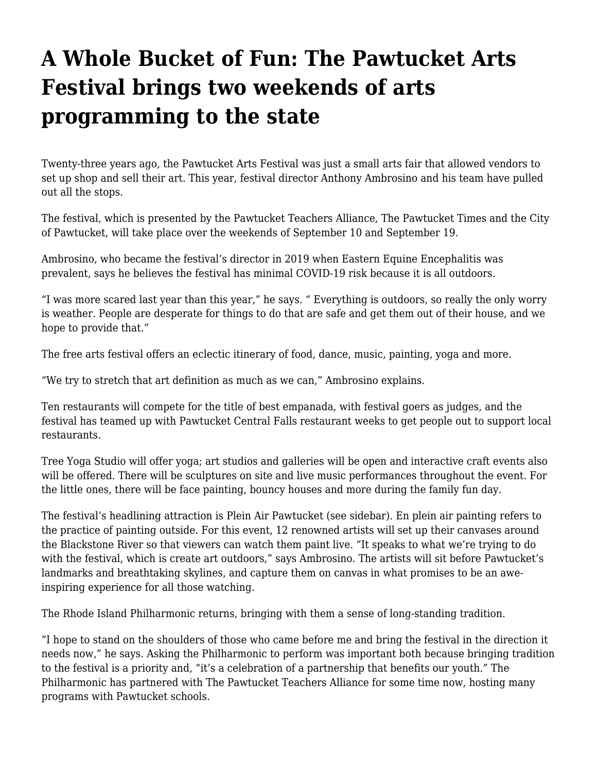# A Whole Bucket of Fun: The Pawtucket Arts Festival brings two weekends of arts programming to the state

Twenty-three years ago, the Pawtucket Arts Festival was just a small arts fair that allowed vendors to set up shop and sell their art. This year, festival director Anthony Ambrosino and his team have pulled out all the stops.

The festival, which is presented by the Pawtucket Teachers Alliance, The Pawtucket Times and the City of Pawtucket, will take place over the weekends of September 10 and September 19.

Ambrosino, who became the festival's director in 2019 when Eastern Equine Encephalitis was prevalent, says he believes the festival has minimal COVID-19 risk because it is all outdoors.

"I was more scared last year than this year," he says. " Everything is outdoors, so really the only worry is weather. People are desperate for things to do that are safe and get them out of their house, and we hope to provide that."

The free arts festival offers an eclectic itinerary of food, dance, music, painting, yoga and more.

"We try to stretch that art definition as much as we can," Ambrosino explains.

Ten restaurants will compete for the title of best empanada, with festival goers as judges, and the festival has teamed up with Pawtucket Central Falls restaurant weeks to get people out to support local restaurants.

Tree Yoga Studio will offer yoga; art studios and galleries will be open and interactive craft events also will be offered. There will be sculptures on site and live music performances throughout the event. For the little ones, there will be face painting, bouncy houses and more during the family fun day.

The festival's headlining attraction is Plein Air Pawtucket (see sidebar). En plein air painting refers to the practice of painting outside. For this event, 12 renowned artists will set up their canvases around the Blackstone River so that viewers can watch them paint live. "It speaks to what we're trying to do with the festival, which is create art outdoors," says Ambrosino. The artists will sit before Pawtucket's landmarks and breathtaking skylines, and capture them on canvas in what promises to be an awe-inspiring experience for all those watching.

The Rhode Island Philharmonic returns, bringing with them a sense of long-standing tradition.

"I hope to stand on the shoulders of those who came before me and bring the festival in the direction it needs now," he says. Asking the Philharmonic to perform was important both because bringing tradition to the festival is a priority and, "it's a celebration of a partnership that benefits our youth." The Philharmonic has partnered with The Pawtucket Teachers Alliance for some time now, hosting many programs with Pawtucket schools.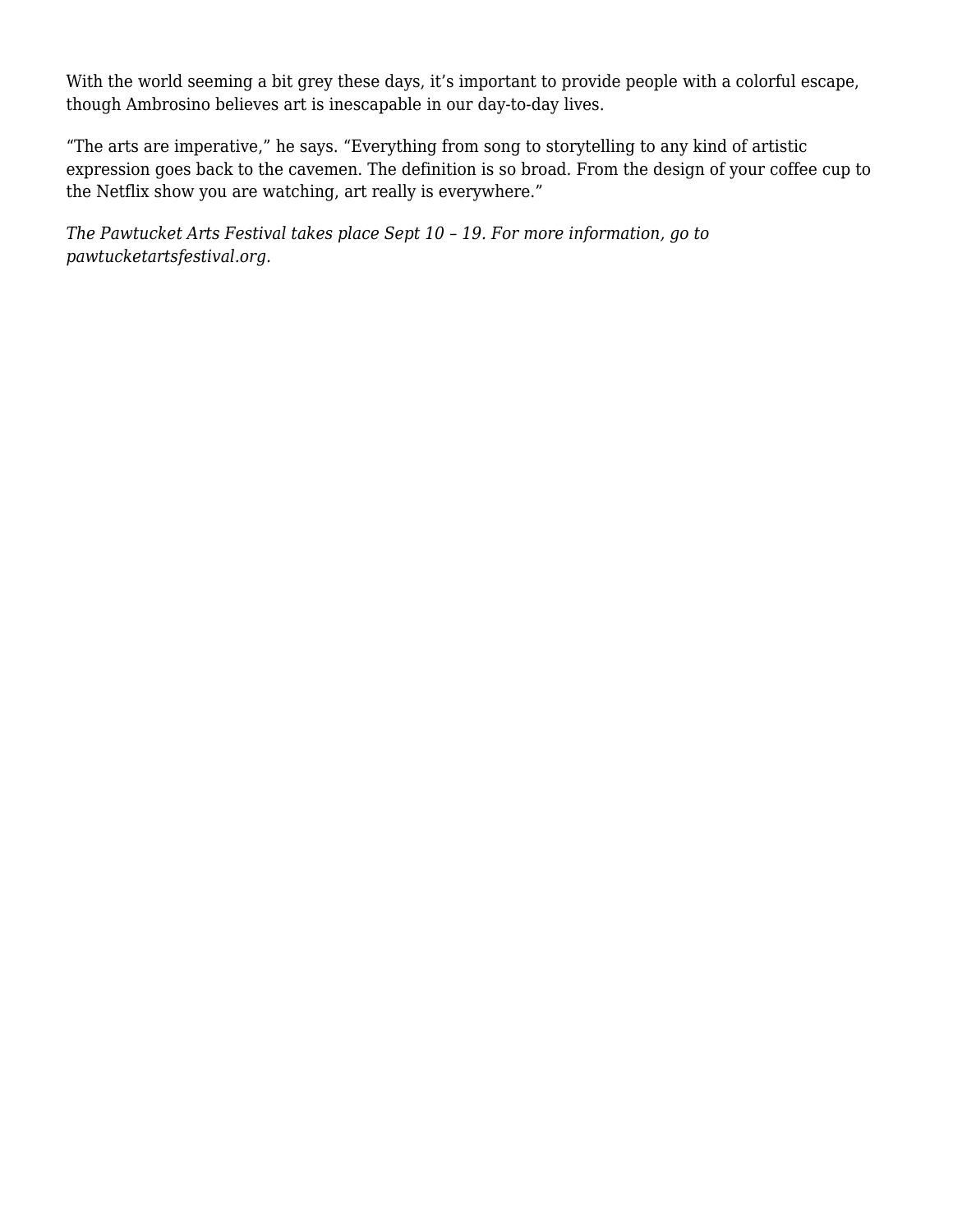With the world seeming a bit grey these days, it's important to provide people with a colorful escape, though Ambrosino believes art is inescapable in our day-to-day lives.

"The arts are imperative," he says. "Everything from song to storytelling to any kind of artistic expression goes back to the cavemen. The definition is so broad. From the design of your coffee cup to the Netflix show you are watching, art really is everywhere."

*The Pawtucket Arts Festival takes place Sept 10 – 19. For more information, go to pawtucketartsfestival.org.*